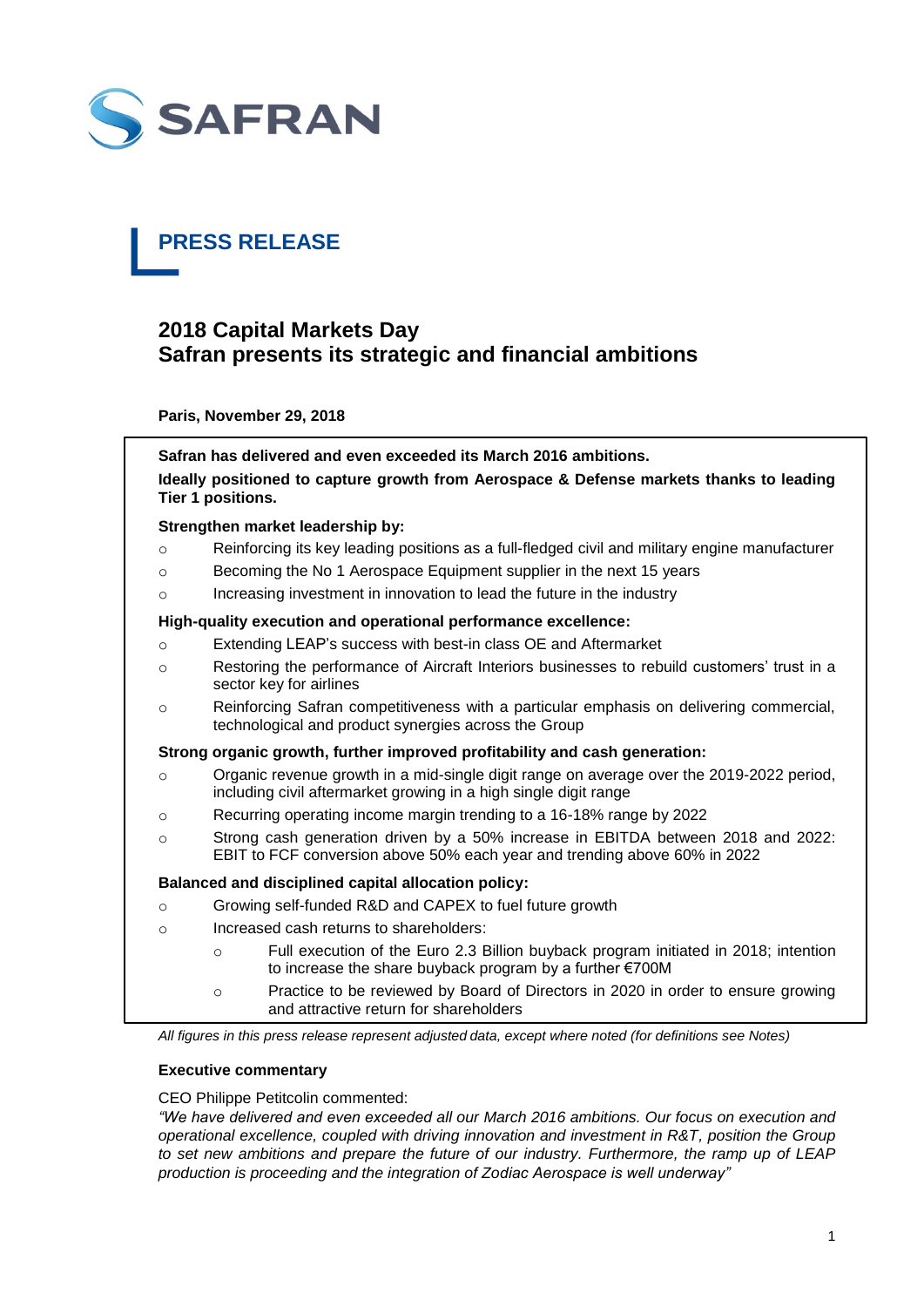SAFRAN

# PRESS RELEASE

## 2018 Capital Markets Day
## Safran presents its strategic and financial ambitions

**Paris, November 29, 2018**

**Safran has delivered and even exceeded its March 2016 ambitions.**

**Ideally positioned to capture growth from Aerospace & Defense markets thanks to leading Tier 1 positions.**

**Strengthen market leadership by:**

- Reinforcing its key leading positions as a full-fledged civil and military engine manufacturer
- Becoming the No 1 Aerospace Equipment supplier in the next 15 years
- Increasing investment in innovation to lead the future in the industry

**High-quality execution and operational performance excellence:**

- Extending LEAP's success with best-in class OE and Aftermarket
- Restoring the performance of Aircraft Interiors businesses to rebuild customers' trust in a sector key for airlines
- Reinforcing Safran competitiveness with a particular emphasis on delivering commercial, technological and product synergies across the Group

**Strong organic growth, further improved profitability and cash generation:**

- Organic revenue growth in a mid-single digit range on average over the 2019-2022 period, including civil aftermarket growing in a high single digit range
- Recurring operating income margin trending to a 16-18% range by 2022
- Strong cash generation driven by a 50% increase in EBITDA between 2018 and 2022: EBIT to FCF conversion above 50% each year and trending above 60% in 2022

**Balanced and disciplined capital allocation policy:**

- Growing self-funded R&D and CAPEX to fuel future growth
- Increased cash returns to shareholders:
  - Full execution of the Euro 2.3 Billion buyback program initiated in 2018; intention to increase the share buyback program by a further €700M
  - Practice to be reviewed by Board of Directors in 2020 in order to ensure growing and attractive return for shareholders

*All figures in this press release represent adjusted data, except where noted (for definitions see Notes)*

**Executive commentary**

CEO Philippe Petitcolin commented:

*"We have delivered and even exceeded all our March 2016 ambitions. Our focus on execution and operational excellence, coupled with driving innovation and investment in R&T, position the Group to set new ambitions and prepare the future of our industry. Furthermore, the ramp up of LEAP production is proceeding and the integration of Zodiac Aerospace is well underway"*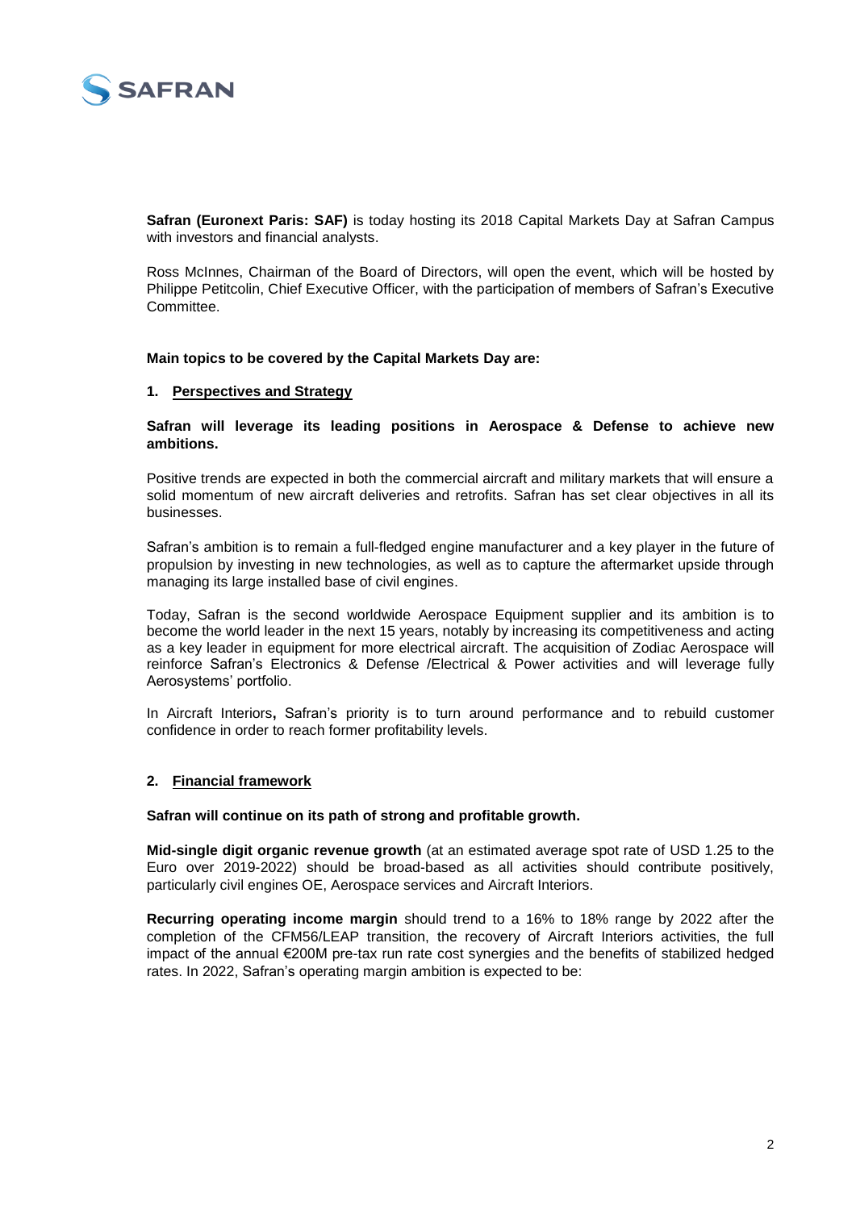**Safran (Euronext Paris: SAF)** is today hosting its 2018 Capital Markets Day at Safran Campus with investors and financial analysts.

Ross McInnes, Chairman of the Board of Directors, will open the event, which will be hosted by Philippe Petitcolin, Chief Executive Officer, with the participation of members of Safran's Executive Committee.

**Main topics to be covered by the Capital Markets Day are:**

## 1. Perspectives and Strategy

**Safran will leverage its leading positions in Aerospace & Defense to achieve new ambitions.**

Positive trends are expected in both the commercial aircraft and military markets that will ensure a solid momentum of new aircraft deliveries and retrofits. Safran has set clear objectives in all its businesses.

Safran's ambition is to remain a full-fledged engine manufacturer and a key player in the future of propulsion by investing in new technologies, as well as to capture the aftermarket upside through managing its large installed base of civil engines.

Today, Safran is the second worldwide Aerospace Equipment supplier and its ambition is to become the world leader in the next 15 years, notably by increasing its competitiveness and acting as a key leader in equipment for more electrical aircraft. The acquisition of Zodiac Aerospace will reinforce Safran's Electronics & Defense /Electrical & Power activities and will leverage fully Aerosystems' portfolio.

In Aircraft Interiors**,** Safran's priority is to turn around performance and to rebuild customer confidence in order to reach former profitability levels.

## 2. Financial framework

**Safran will continue on its path of strong and profitable growth.**

**Mid-single digit organic revenue growth** (at an estimated average spot rate of USD 1.25 to the Euro over 2019-2022) should be broad-based as all activities should contribute positively, particularly civil engines OE, Aerospace services and Aircraft Interiors.

**Recurring operating income margin** should trend to a 16% to 18% range by 2022 after the completion of the CFM56/LEAP transition, the recovery of Aircraft Interiors activities, the full impact of the annual €200M pre-tax run rate cost synergies and the benefits of stabilized hedged rates. In 2022, Safran's operating margin ambition is expected to be: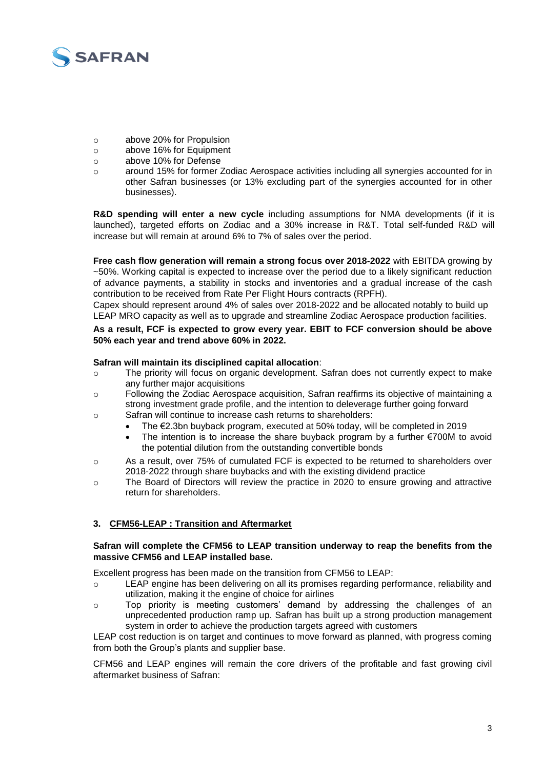- above 20% for Propulsion
- above 16% for Equipment
- above 10% for Defense
- around 15% for former Zodiac Aerospace activities including all synergies accounted for in other Safran businesses (or 13% excluding part of the synergies accounted for in other businesses).

**R&D spending will enter a new cycle** including assumptions for NMA developments (if it is launched), targeted efforts on Zodiac and a 30% increase in R&T. Total self-funded R&D will increase but will remain at around 6% to 7% of sales over the period.

**Free cash flow generation will remain a strong focus over 2018-2022** with EBITDA growing by ~50%. Working capital is expected to increase over the period due to a likely significant reduction of advance payments, a stability in stocks and inventories and a gradual increase of the cash contribution to be received from Rate Per Flight Hours contracts (RPFH).
Capex should represent around 4% of sales over 2018-2022 and be allocated notably to build up LEAP MRO capacity as well as to upgrade and streamline Zodiac Aerospace production facilities.

**As a result, FCF is expected to grow every year. EBIT to FCF conversion should be above 50% each year and trend above 60% in 2022.**

**Safran will maintain its disciplined capital allocation**:

- The priority will focus on organic development. Safran does not currently expect to make any further major acquisitions
- Following the Zodiac Aerospace acquisition, Safran reaffirms its objective of maintaining a strong investment grade profile, and the intention to deleverage further going forward
- Safran will continue to increase cash returns to shareholders:
  - The €2.3bn buyback program, executed at 50% today, will be completed in 2019
  - The intention is to increase the share buyback program by a further €700M to avoid the potential dilution from the outstanding convertible bonds
- As a result, over 75% of cumulated FCF is expected to be returned to shareholders over 2018-2022 through share buybacks and with the existing dividend practice
- The Board of Directors will review the practice in 2020 to ensure growing and attractive return for shareholders.

### 3. CFM56-LEAP : Transition and Aftermarket

**Safran will complete the CFM56 to LEAP transition underway to reap the benefits from the massive CFM56 and LEAP installed base.**

Excellent progress has been made on the transition from CFM56 to LEAP:

- LEAP engine has been delivering on all its promises regarding performance, reliability and utilization, making it the engine of choice for airlines
- Top priority is meeting customers' demand by addressing the challenges of an unprecedented production ramp up. Safran has built up a strong production management system in order to achieve the production targets agreed with customers

LEAP cost reduction is on target and continues to move forward as planned, with progress coming from both the Group's plants and supplier base.

CFM56 and LEAP engines will remain the core drivers of the profitable and fast growing civil aftermarket business of Safran: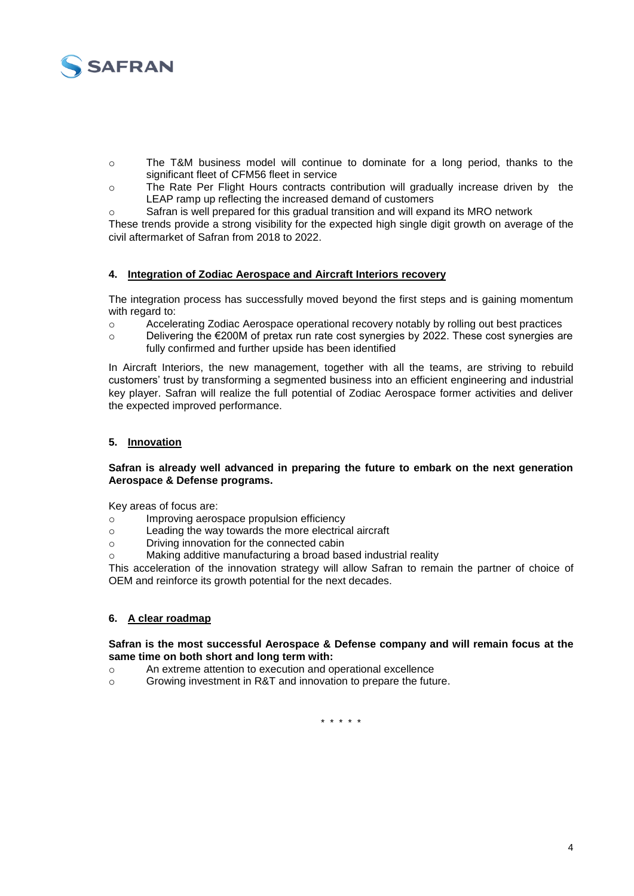- The T&M business model will continue to dominate for a long period, thanks to the significant fleet of CFM56 fleet in service
- The Rate Per Flight Hours contracts contribution will gradually increase driven by the LEAP ramp up reflecting the increased demand of customers
- Safran is well prepared for this gradual transition and will expand its MRO network

These trends provide a strong visibility for the expected high single digit growth on average of the civil aftermarket of Safran from 2018 to 2022.

## 4. Integration of Zodiac Aerospace and Aircraft Interiors recovery

The integration process has successfully moved beyond the first steps and is gaining momentum with regard to:

- Accelerating Zodiac Aerospace operational recovery notably by rolling out best practices
- Delivering the €200M of pretax run rate cost synergies by 2022. These cost synergies are fully confirmed and further upside has been identified

In Aircraft Interiors, the new management, together with all the teams, are striving to rebuild customers' trust by transforming a segmented business into an efficient engineering and industrial key player. Safran will realize the full potential of Zodiac Aerospace former activities and deliver the expected improved performance.

## 5. Innovation

**Safran is already well advanced in preparing the future to embark on the next generation Aerospace & Defense programs.**

Key areas of focus are:

- Improving aerospace propulsion efficiency
- Leading the way towards the more electrical aircraft
- Driving innovation for the connected cabin
- Making additive manufacturing a broad based industrial reality

This acceleration of the innovation strategy will allow Safran to remain the partner of choice of OEM and reinforce its growth potential for the next decades.

## 6. A clear roadmap

**Safran is the most successful Aerospace & Defense company and will remain focus at the same time on both short and long term with:**

- An extreme attention to execution and operational excellence
- Growing investment in R&T and innovation to prepare the future.

\* \* \* \* \*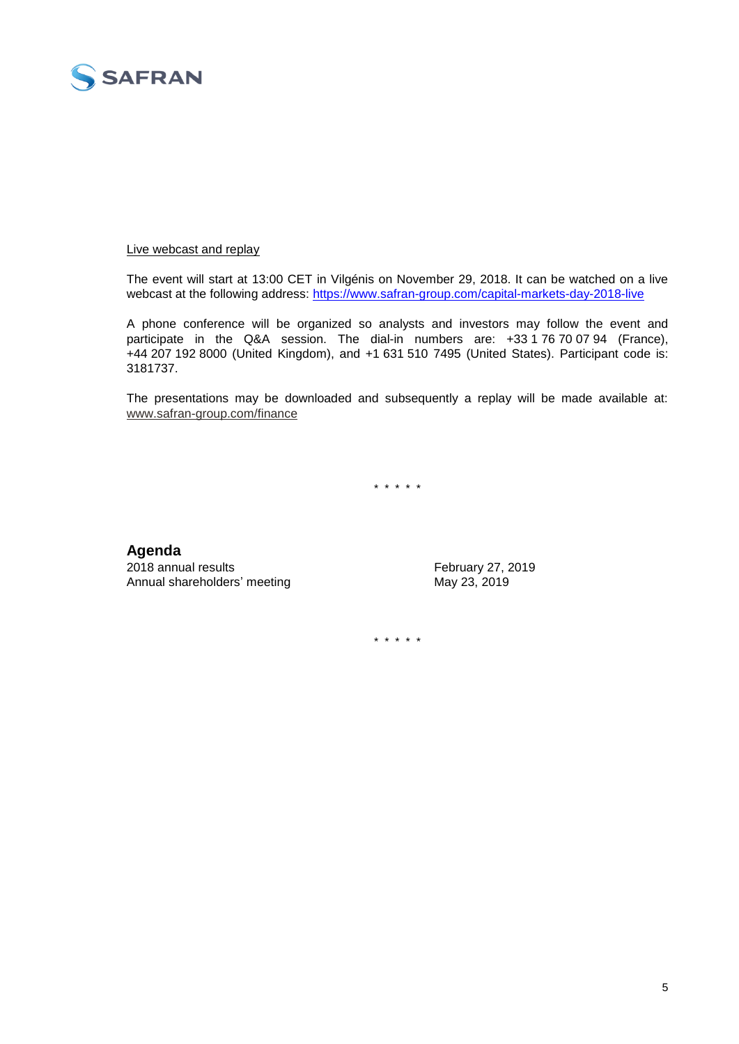Live webcast and replay

The event will start at 13:00 CET in Vilgénis on November 29, 2018. It can be watched on a live webcast at the following address: https://www.safran-group.com/capital-markets-day-2018-live

A phone conference will be organized so analysts and investors may follow the event and participate in the Q&A session. The dial-in numbers are: +33 1 76 70 07 94 (France), +44 207 192 8000 (United Kingdom), and +1 631 510 7495 (United States). Participant code is: 3181737.

The presentations may be downloaded and subsequently a replay will be made available at: www.safran-group.com/finance

\* \* \* \* \*

**Agenda**

| | |
|---|---|
| 2018 annual results | February 27, 2019 |
| Annual shareholders' meeting | May 23, 2019 |

\* \* \* \* \*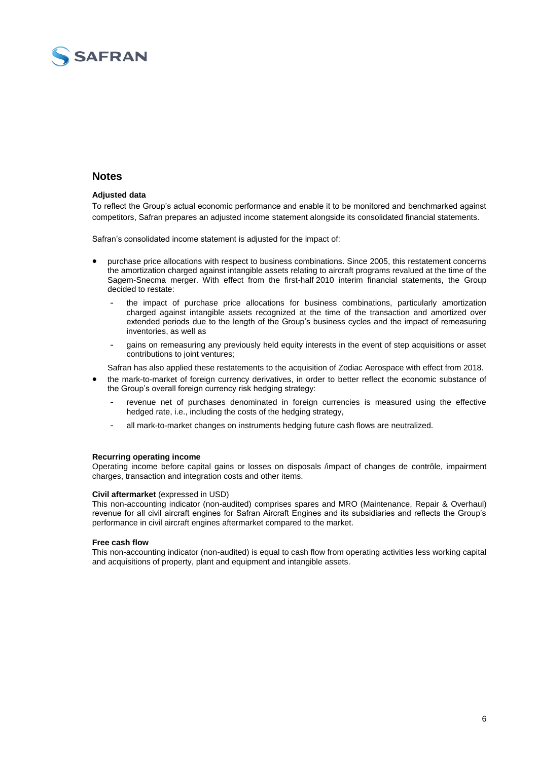## Notes

**Adjusted data**

To reflect the Group's actual economic performance and enable it to be monitored and benchmarked against competitors, Safran prepares an adjusted income statement alongside its consolidated financial statements.

Safran's consolidated income statement is adjusted for the impact of:

- purchase price allocations with respect to business combinations. Since 2005, this restatement concerns the amortization charged against intangible assets relating to aircraft programs revalued at the time of the Sagem-Snecma merger. With effect from the first-half 2010 interim financial statements, the Group decided to restate:
  - the impact of purchase price allocations for business combinations, particularly amortization charged against intangible assets recognized at the time of the transaction and amortized over extended periods due to the length of the Group's business cycles and the impact of remeasuring inventories, as well as
  - gains on remeasuring any previously held equity interests in the event of step acquisitions or asset contributions to joint ventures;

  Safran has also applied these restatements to the acquisition of Zodiac Aerospace with effect from 2018.
- the mark-to-market of foreign currency derivatives, in order to better reflect the economic substance of the Group's overall foreign currency risk hedging strategy:
  - revenue net of purchases denominated in foreign currencies is measured using the effective hedged rate, i.e., including the costs of the hedging strategy,
  - all mark-to-market changes on instruments hedging future cash flows are neutralized.

**Recurring operating income**

Operating income before capital gains or losses on disposals /impact of changes de contrôle, impairment charges, transaction and integration costs and other items.

**Civil aftermarket** (expressed in USD)

This non-accounting indicator (non-audited) comprises spares and MRO (Maintenance, Repair & Overhaul) revenue for all civil aircraft engines for Safran Aircraft Engines and its subsidiaries and reflects the Group's performance in civil aircraft engines aftermarket compared to the market.

**Free cash flow**

This non-accounting indicator (non-audited) is equal to cash flow from operating activities less working capital and acquisitions of property, plant and equipment and intangible assets.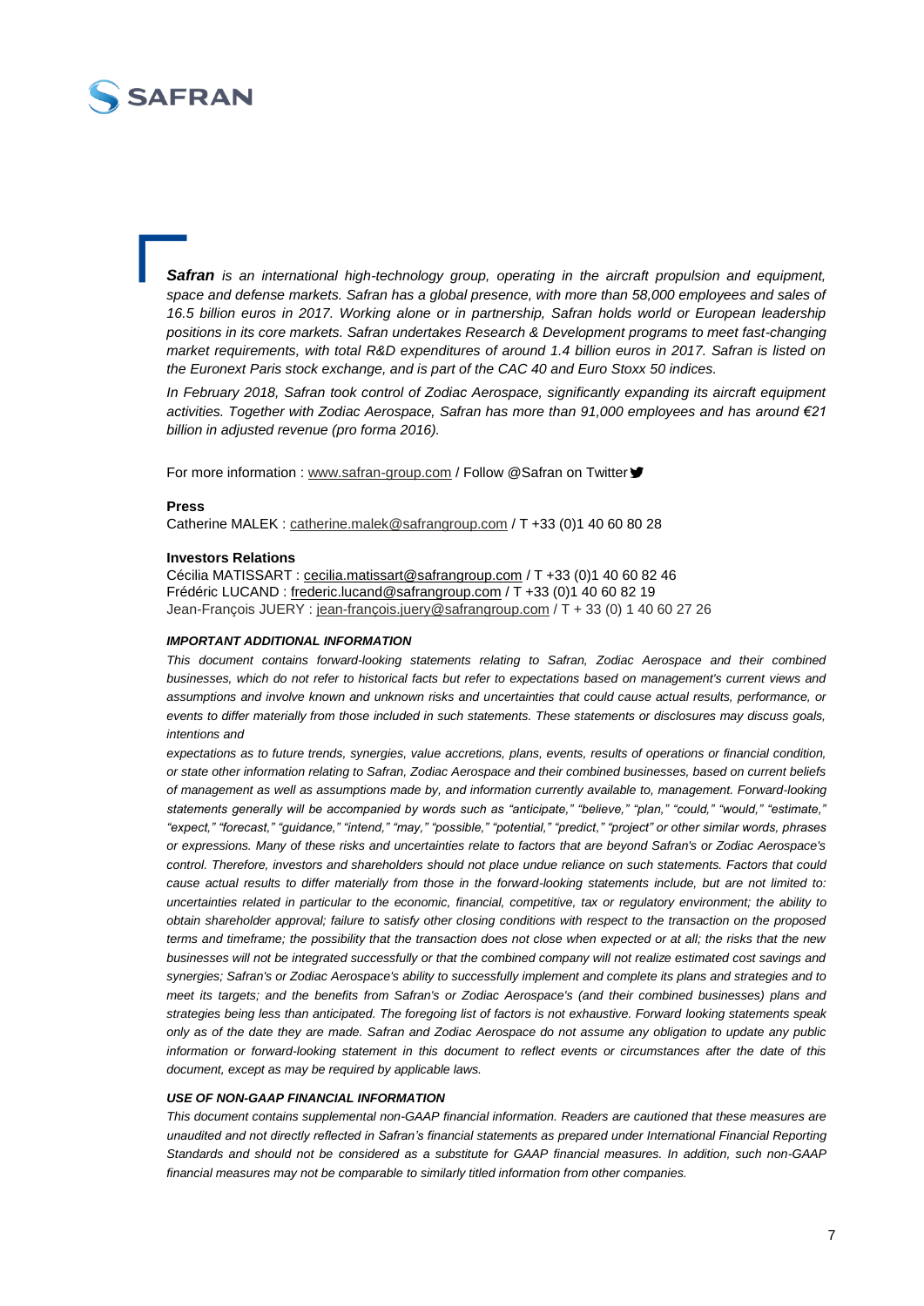***Safran** is an international high-technology group, operating in the aircraft propulsion and equipment, space and defense markets. Safran has a global presence, with more than 58,000 employees and sales of 16.5 billion euros in 2017. Working alone or in partnership, Safran holds world or European leadership positions in its core markets. Safran undertakes Research & Development programs to meet fast-changing market requirements, with total R&D expenditures of around 1.4 billion euros in 2017. Safran is listed on the Euronext Paris stock exchange, and is part of the CAC 40 and Euro Stoxx 50 indices.*

*In February 2018, Safran took control of Zodiac Aerospace, significantly expanding its aircraft equipment activities. Together with Zodiac Aerospace, Safran has more than 91,000 employees and has around €21 billion in adjusted revenue (pro forma 2016).*

For more information : www.safran-group.com / Follow @Safran on Twitter

**Press**

Catherine MALEK : catherine.malek@safrangroup.com / T +33 (0)1 40 60 80 28

**Investors Relations**

Cécilia MATISSART : cecilia.matissart@safrangroup.com / T +33 (0)1 40 60 82 46
Frédéric LUCAND : frederic.lucand@safrangroup.com / T +33 (0)1 40 60 82 19
Jean-François JUERY : jean-françois.juery@safrangroup.com / T + 33 (0) 1 40 60 27 26

***IMPORTANT ADDITIONAL INFORMATION***

*This document contains forward-looking statements relating to Safran, Zodiac Aerospace and their combined businesses, which do not refer to historical facts but refer to expectations based on management's current views and assumptions and involve known and unknown risks and uncertainties that could cause actual results, performance, or events to differ materially from those included in such statements. These statements or disclosures may discuss goals, intentions and*

*expectations as to future trends, synergies, value accretions, plans, events, results of operations or financial condition, or state other information relating to Safran, Zodiac Aerospace and their combined businesses, based on current beliefs of management as well as assumptions made by, and information currently available to, management. Forward-looking statements generally will be accompanied by words such as "anticipate," "believe," "plan," "could," "would," "estimate," "expect," "forecast," "guidance," "intend," "may," "possible," "potential," "predict," "project" or other similar words, phrases or expressions. Many of these risks and uncertainties relate to factors that are beyond Safran's or Zodiac Aerospace's control. Therefore, investors and shareholders should not place undue reliance on such statements. Factors that could cause actual results to differ materially from those in the forward-looking statements include, but are not limited to: uncertainties related in particular to the economic, financial, competitive, tax or regulatory environment; the ability to obtain shareholder approval; failure to satisfy other closing conditions with respect to the transaction on the proposed terms and timeframe; the possibility that the transaction does not close when expected or at all; the risks that the new businesses will not be integrated successfully or that the combined company will not realize estimated cost savings and synergies; Safran's or Zodiac Aerospace's ability to successfully implement and complete its plans and strategies and to meet its targets; and the benefits from Safran's or Zodiac Aerospace's (and their combined businesses) plans and strategies being less than anticipated. The foregoing list of factors is not exhaustive. Forward looking statements speak only as of the date they are made. Safran and Zodiac Aerospace do not assume any obligation to update any public information or forward-looking statement in this document to reflect events or circumstances after the date of this document, except as may be required by applicable laws.*

***USE OF NON-GAAP FINANCIAL INFORMATION***

*This document contains supplemental non-GAAP financial information. Readers are cautioned that these measures are unaudited and not directly reflected in Safran's financial statements as prepared under International Financial Reporting Standards and should not be considered as a substitute for GAAP financial measures. In addition, such non-GAAP financial measures may not be comparable to similarly titled information from other companies.*